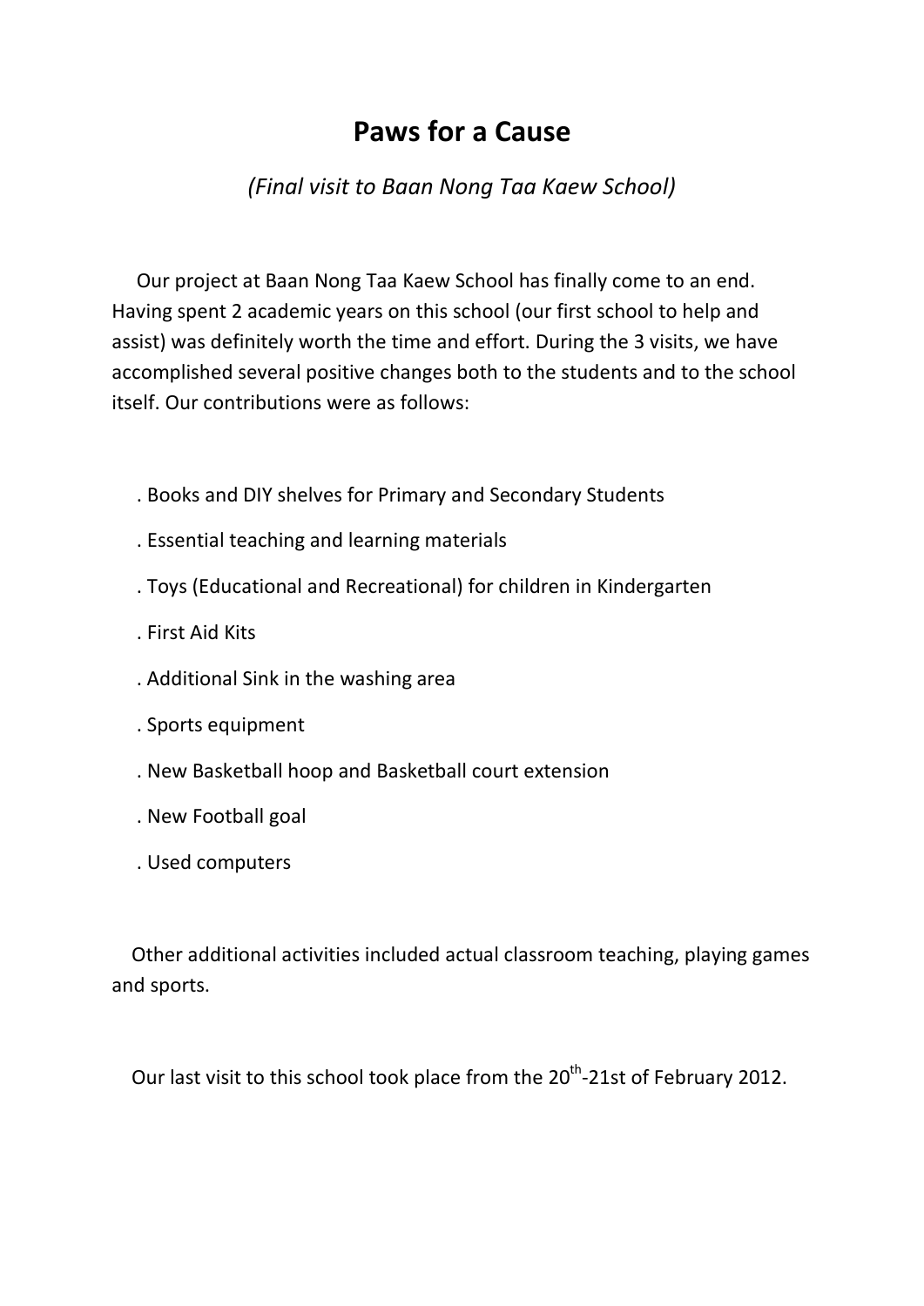# Paws for a Cause

*(Final visit to Baan Nong Taa Kaew School)*

Our project at Baan Nong Taa Kaew School has finally come to an end. Having spent 2 academic years on this school (our first school to help and assist) was definitely worth the time and effort. During the 3 visits, we have accomplished several positive changes both to the students and to the school itself. Our contributions were as follows:

. Books and DIY shelves for Primary and Secondary Students

. Essential teaching and learning materials

. Toys (Educational and Recreational) for children in Kindergarten

. First Aid Kits

. Additional Sink in the washing area

. Sports equipment

. New Basketball hoop and Basketball court extension

. New Football goal

. Used computers

Other additional activities included actual classroom teaching, playing games and sports.

Our last visit to this school took place from the 20th-21st of February 2012.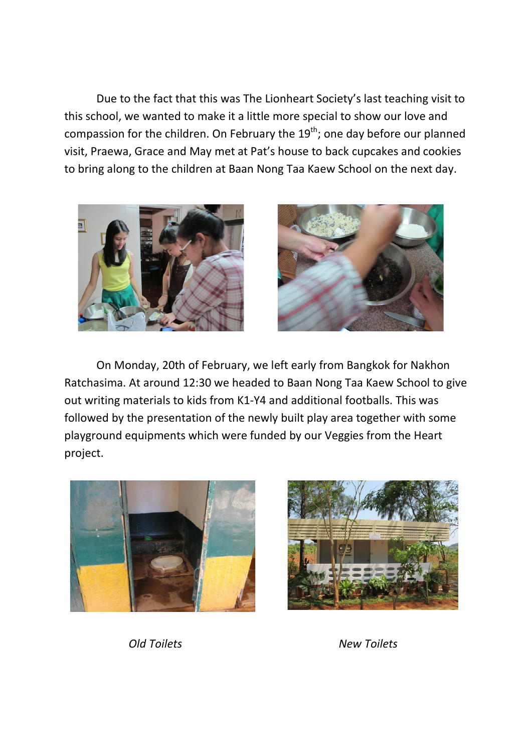Due to the fact that this was The Lionheart Society's last teaching visit to this school, we wanted to make it a little more special to show our love and compassion for the children. On February the 19th; one day before our planned visit, Praewa, Grace and May met at Pat's house to back cupcakes and cookies to bring along to the children at Baan Nong Taa Kaew School on the next day.

On Monday, 20th of February, we left early from Bangkok for Nakhon Ratchasima. At around 12:30 we headed to Baan Nong Taa Kaew School to give out writing materials to kids from K1-Y4 and additional footballs. This was followed by the presentation of the newly built play area together with some playground equipments which were funded by our Veggies from the Heart project.

*Old Toilets*

*New Toilets*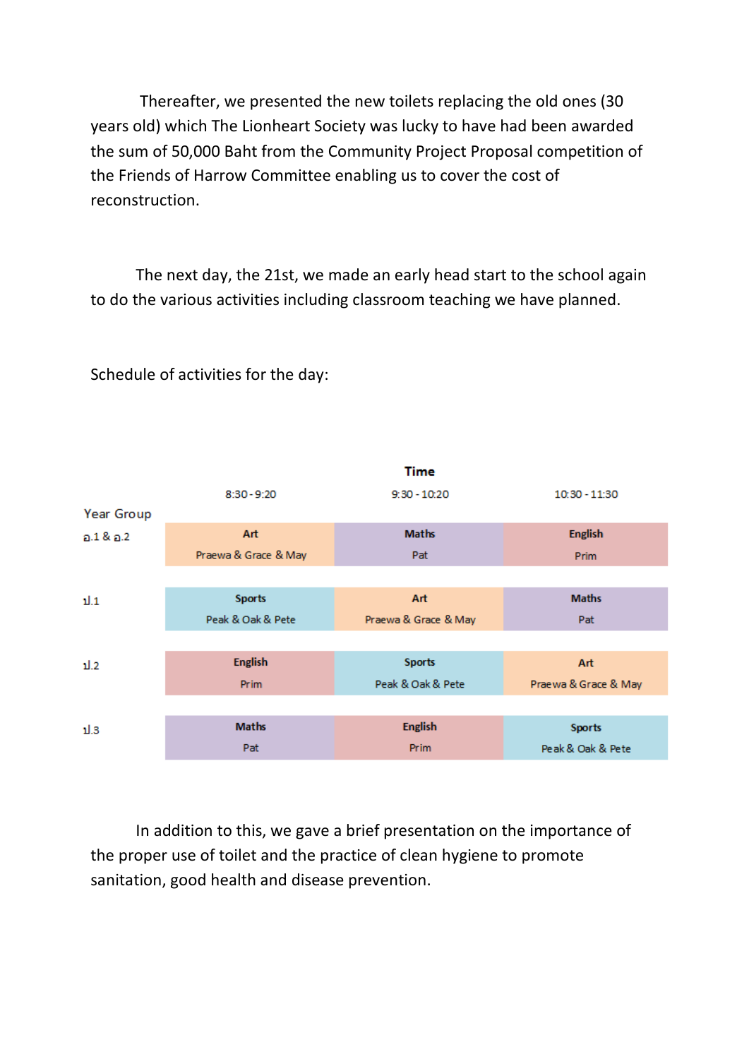Thereafter, we presented the new toilets replacing the old ones (30 years old) which The Lionheart Society was lucky to have had been awarded the sum of 50,000 Baht from the Community Project Proposal competition of the Friends of Harrow Committee enabling us to cover the cost of reconstruction.

The next day, the 21st, we made an early head start to the school again to do the various activities including classroom teaching we have planned.

Schedule of activities for the day:

| Year Group | Time: 8:30 - 9:20 | Time: 9:30 - 10:20 | Time: 10:30 - 11:30 |
|---|---|---|---|
| อ.1 & อ.2 | **Art**<br>Praewa & Grace & May | **Maths**<br>Pat | **English**<br>Prim |
| ป.1 | **Sports**<br>Peak & Oak & Pete | **Art**<br>Praewa & Grace & May | **Maths**<br>Pat |
| ป.2 | **English**<br>Prim | **Sports**<br>Peak & Oak & Pete | **Art**<br>Praewa & Grace & May |
| ป.3 | **Maths**<br>Pat | **English**<br>Prim | **Sports**<br>Peak & Oak & Pete |

In addition to this, we gave a brief presentation on the importance of the proper use of toilet and the practice of clean hygiene to promote sanitation, good health and disease prevention.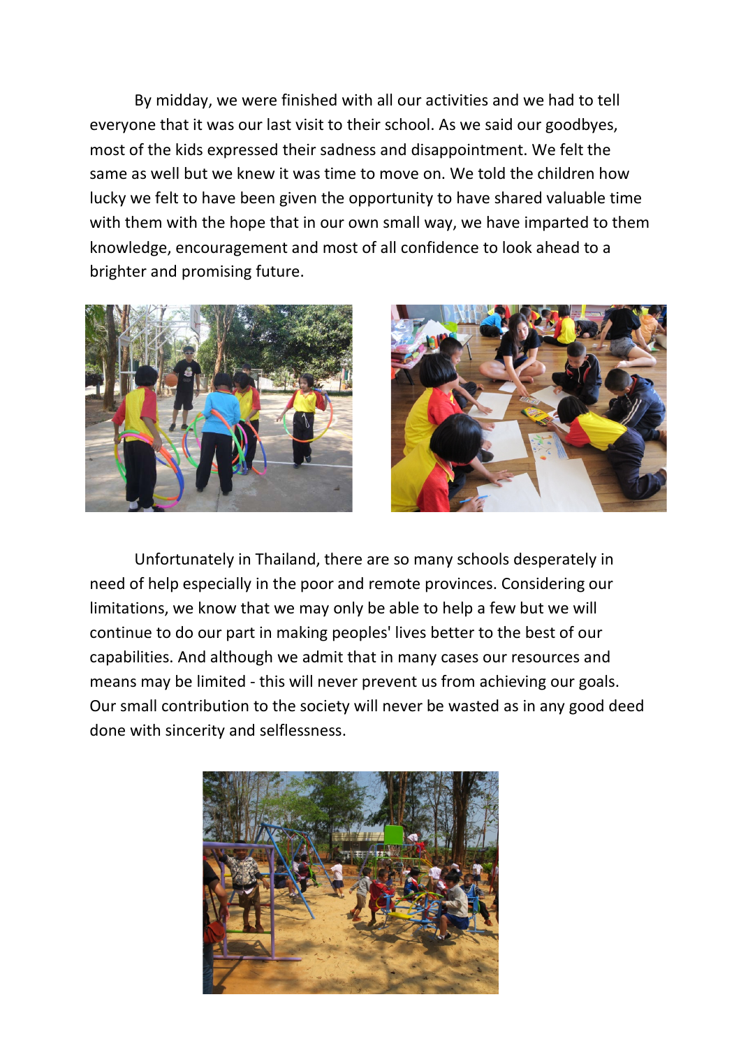By midday, we were finished with all our activities and we had to tell everyone that it was our last visit to their school. As we said our goodbyes, most of the kids expressed their sadness and disappointment. We felt the same as well but we knew it was time to move on. We told the children how lucky we felt to have been given the opportunity to have shared valuable time with them with the hope that in our own small way, we have imparted to them knowledge, encouragement and most of all confidence to look ahead to a brighter and promising future.

Unfortunately in Thailand, there are so many schools desperately in need of help especially in the poor and remote provinces. Considering our limitations, we know that we may only be able to help a few but we will continue to do our part in making peoples' lives better to the best of our capabilities. And although we admit that in many cases our resources and means may be limited - this will never prevent us from achieving our goals. Our small contribution to the society will never be wasted as in any good deed done with sincerity and selflessness.